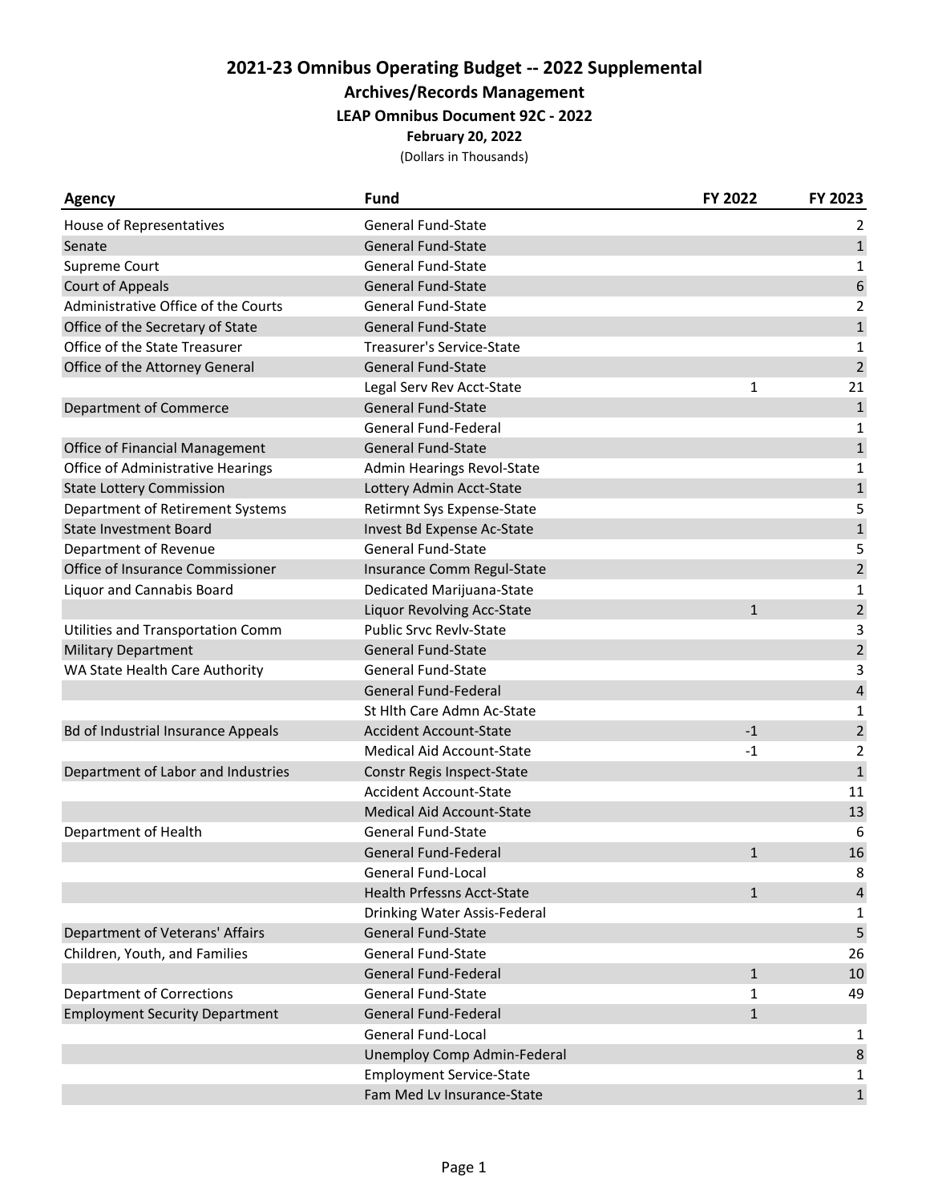# 2021-23 Omnibus Operating Budget -- 2022 Supplemental

## Archives/Records Management

### LEAP Omnibus Document 92C - 2022

**February 20, 2022**

(Dollars in Thousands)

| Agency | Fund | FY 2022 | FY 2023 |
|---|---|---|---|
| House of Representatives | General Fund-State | | 2 |
| Senate | General Fund-State | | 1 |
| Supreme Court | General Fund-State | | 1 |
| Court of Appeals | General Fund-State | | 6 |
| Administrative Office of the Courts | General Fund-State | | 2 |
| Office of the Secretary of State | General Fund-State | | 1 |
| Office of the State Treasurer | Treasurer's Service-State | | 1 |
| Office of the Attorney General | General Fund-State | | 2 |
| | Legal Serv Rev Acct-State | 1 | 21 |
| Department of Commerce | General Fund-State | | 1 |
| | General Fund-Federal | | 1 |
| Office of Financial Management | General Fund-State | | 1 |
| Office of Administrative Hearings | Admin Hearings Revol-State | | 1 |
| State Lottery Commission | Lottery Admin Acct-State | | 1 |
| Department of Retirement Systems | Retirmnt Sys Expense-State | | 5 |
| State Investment Board | Invest Bd Expense Ac-State | | 1 |
| Department of Revenue | General Fund-State | | 5 |
| Office of Insurance Commissioner | Insurance Comm Regul-State | | 2 |
| Liquor and Cannabis Board | Dedicated Marijuana-State | | 1 |
| | Liquor Revolving Acc-State | 1 | 2 |
| Utilities and Transportation Comm | Public Srvc Revlv-State | | 3 |
| Military Department | General Fund-State | | 2 |
| WA State Health Care Authority | General Fund-State | | 3 |
| | General Fund-Federal | | 4 |
| | St Hlth Care Admn Ac-State | | 1 |
| Bd of Industrial Insurance Appeals | Accident Account-State | -1 | 2 |
| | Medical Aid Account-State | -1 | 2 |
| Department of Labor and Industries | Constr Regis Inspect-State | | 1 |
| | Accident Account-State | | 11 |
| | Medical Aid Account-State | | 13 |
| Department of Health | General Fund-State | | 6 |
| | General Fund-Federal | 1 | 16 |
| | General Fund-Local | | 8 |
| | Health Prfessns Acct-State | 1 | 4 |
| | Drinking Water Assis-Federal | | 1 |
| Department of Veterans' Affairs | General Fund-State | | 5 |
| Children, Youth, and Families | General Fund-State | | 26 |
| | General Fund-Federal | 1 | 10 |
| Department of Corrections | General Fund-State | 1 | 49 |
| Employment Security Department | General Fund-Federal | 1 | |
| | General Fund-Local | | 1 |
| | Unemploy Comp Admin-Federal | | 8 |
| | Employment Service-State | | 1 |
| | Fam Med Lv Insurance-State | | 1 |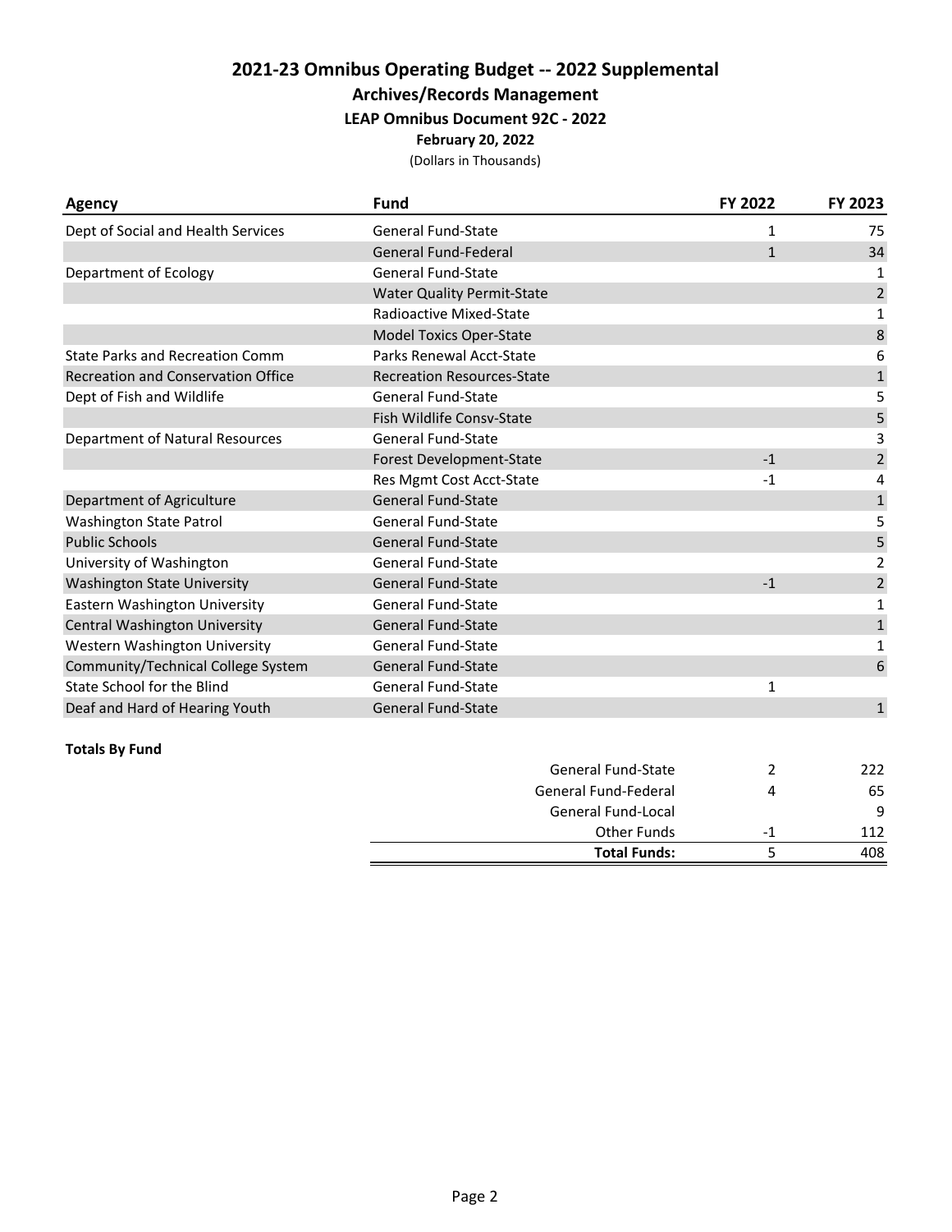# 2021-23 Omnibus Operating Budget -- 2022 Supplemental

## Archives/Records Management

### LEAP Omnibus Document 92C - 2022

**February 20, 2022**

(Dollars in Thousands)

| Agency | Fund | FY 2022 | FY 2023 |
|---|---|---|---|
| Dept of Social and Health Services | General Fund-State | 1 | 75 |
| | General Fund-Federal | 1 | 34 |
| Department of Ecology | General Fund-State | | 1 |
| | Water Quality Permit-State | | 2 |
| | Radioactive Mixed-State | | 1 |
| | Model Toxics Oper-State | | 8 |
| State Parks and Recreation Comm | Parks Renewal Acct-State | | 6 |
| Recreation and Conservation Office | Recreation Resources-State | | 1 |
| Dept of Fish and Wildlife | General Fund-State | | 5 |
| | Fish Wildlife Consv-State | | 5 |
| Department of Natural Resources | General Fund-State | | 3 |
| | Forest Development-State | -1 | 2 |
| | Res Mgmt Cost Acct-State | -1 | 4 |
| Department of Agriculture | General Fund-State | | 1 |
| Washington State Patrol | General Fund-State | | 5 |
| Public Schools | General Fund-State | | 5 |
| University of Washington | General Fund-State | | 2 |
| Washington State University | General Fund-State | -1 | 2 |
| Eastern Washington University | General Fund-State | | 1 |
| Central Washington University | General Fund-State | | 1 |
| Western Washington University | General Fund-State | | 1 |
| Community/Technical College System | General Fund-State | | 6 |
| State School for the Blind | General Fund-State | 1 | |
| Deaf and Hard of Hearing Youth | General Fund-State | | 1 |

**Totals By Fund**

| | FY 2022 | FY 2023 |
|---|---|---|
| General Fund-State | 2 | 222 |
| General Fund-Federal | 4 | 65 |
| General Fund-Local | | 9 |
| Other Funds | -1 | 112 |
| **Total Funds:** | 5 | 408 |